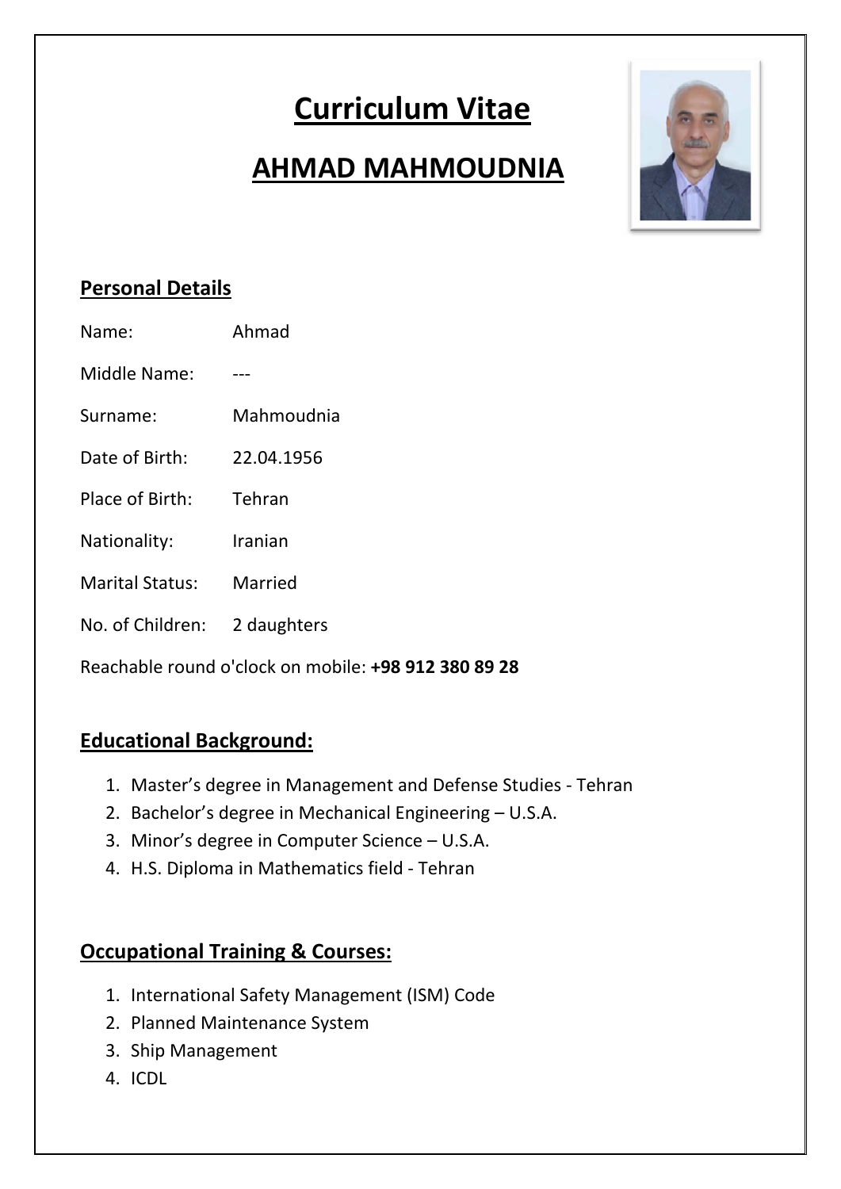# Curriculum Vitae

# AHMAD MAHMOUDNIA

## Personal Details

| | |
|---|---|
| Name: | Ahmad |
| Middle Name: | --- |
| Surname: | Mahmoudnia |
| Date of Birth: | 22.04.1956 |
| Place of Birth: | Tehran |
| Nationality: | Iranian |
| Marital Status: | Married |
| No. of Children: | 2 daughters |

Reachable round o'clock on mobile: **+98 912 380 89 28**

## Educational Background:

1. Master's degree in Management and Defense Studies - Tehran
2. Bachelor's degree in Mechanical Engineering – U.S.A.
3. Minor's degree in Computer Science – U.S.A.
4. H.S. Diploma in Mathematics field - Tehran

## Occupational Training & Courses:

1. International Safety Management (ISM) Code
2. Planned Maintenance System
3. Ship Management
4. ICDL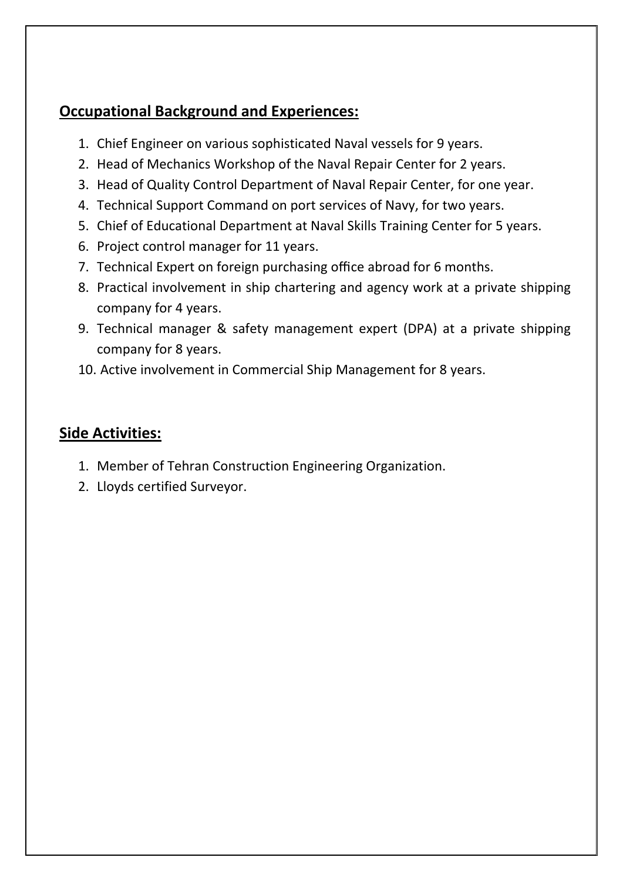## Occupational Background and Experiences:

1. Chief Engineer on various sophisticated Naval vessels for 9 years.
2. Head of Mechanics Workshop of the Naval Repair Center for 2 years.
3. Head of Quality Control Department of Naval Repair Center, for one year.
4. Technical Support Command on port services of Navy, for two years.
5. Chief of Educational Department at Naval Skills Training Center for 5 years.
6. Project control manager for 11 years.
7. Technical Expert on foreign purchasing office abroad for 6 months.
8. Practical involvement in ship chartering and agency work at a private shipping company for 4 years.
9. Technical manager & safety management expert (DPA) at a private shipping company for 8 years.
10. Active involvement in Commercial Ship Management for 8 years.

## Side Activities:

1. Member of Tehran Construction Engineering Organization.
2. Lloyds certified Surveyor.